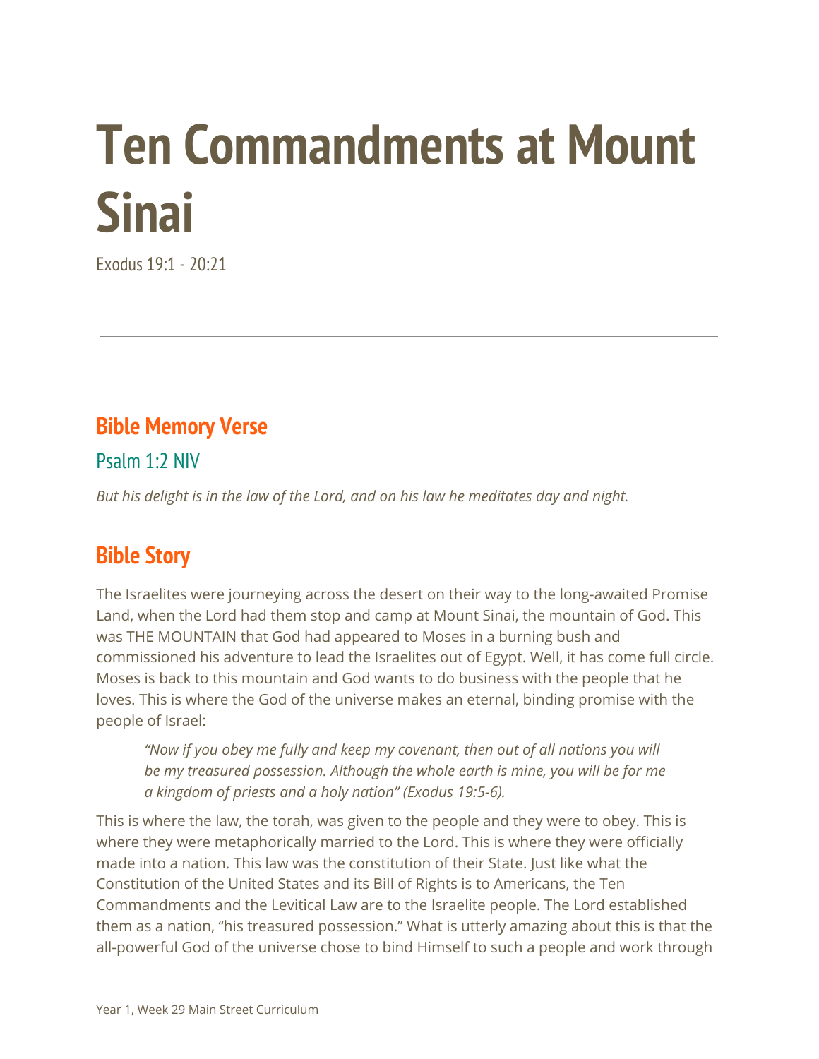# Ten Commandments at Mount Sinai

Exodus 19:1 - 20:21

---

## Bible Memory Verse

### Psalm 1:2 NIV

*But his delight is in the law of the Lord, and on his law he meditates day and night.*

## Bible Story

The Israelites were journeying across the desert on their way to the long-awaited Promise Land, when the Lord had them stop and camp at Mount Sinai, the mountain of God. This was THE MOUNTAIN that God had appeared to Moses in a burning bush and commissioned his adventure to lead the Israelites out of Egypt. Well, it has come full circle. Moses is back to this mountain and God wants to do business with the people that he loves. This is where the God of the universe makes an eternal, binding promise with the people of Israel:

> *"Now if you obey me fully and keep my covenant, then out of all nations you will be my treasured possession. Although the whole earth is mine, you will be for me a kingdom of priests and a holy nation" (Exodus 19:5-6).*

This is where the law, the torah, was given to the people and they were to obey. This is where they were metaphorically married to the Lord. This is where they were officially made into a nation. This law was the constitution of their State. Just like what the Constitution of the United States and its Bill of Rights is to Americans, the Ten Commandments and the Levitical Law are to the Israelite people. The Lord established them as a nation, "his treasured possession." What is utterly amazing about this is that the all-powerful God of the universe chose to bind Himself to such a people and work through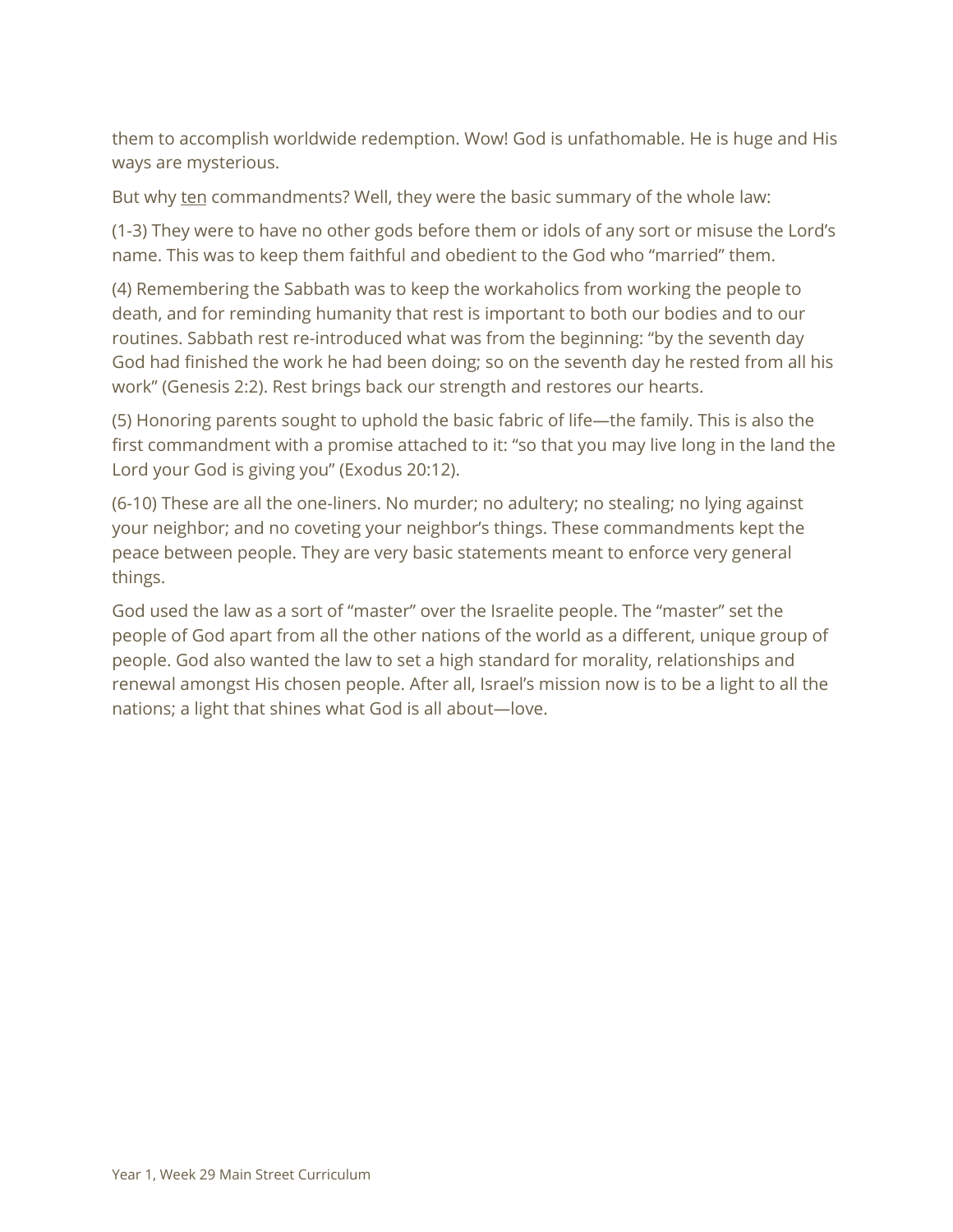them to accomplish worldwide redemption. Wow! God is unfathomable. He is huge and His ways are mysterious.

But why <u>ten</u> commandments? Well, they were the basic summary of the whole law:

(1-3) They were to have no other gods before them or idols of any sort or misuse the Lord's name. This was to keep them faithful and obedient to the God who "married" them.

(4) Remembering the Sabbath was to keep the workaholics from working the people to death, and for reminding humanity that rest is important to both our bodies and to our routines. Sabbath rest re-introduced what was from the beginning: "by the seventh day God had finished the work he had been doing; so on the seventh day he rested from all his work" (Genesis 2:2). Rest brings back our strength and restores our hearts.

(5) Honoring parents sought to uphold the basic fabric of life—the family. This is also the first commandment with a promise attached to it: "so that you may live long in the land the Lord your God is giving you" (Exodus 20:12).

(6-10) These are all the one-liners. No murder; no adultery; no stealing; no lying against your neighbor; and no coveting your neighbor's things. These commandments kept the peace between people. They are very basic statements meant to enforce very general things.

God used the law as a sort of "master" over the Israelite people. The "master" set the people of God apart from all the other nations of the world as a different, unique group of people. God also wanted the law to set a high standard for morality, relationships and renewal amongst His chosen people. After all, Israel's mission now is to be a light to all the nations; a light that shines what God is all about—love.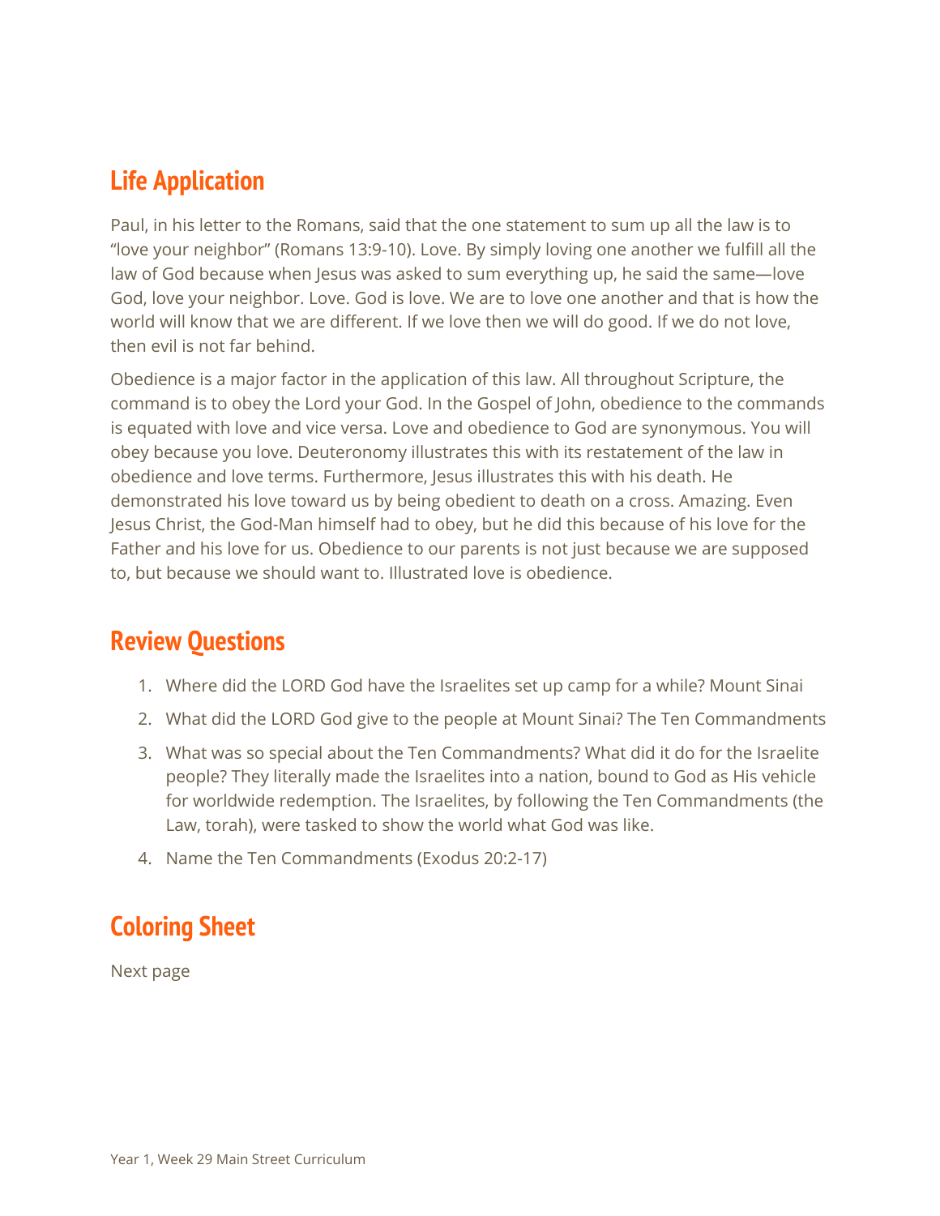## Life Application

Paul, in his letter to the Romans, said that the one statement to sum up all the law is to "love your neighbor" (Romans 13:9-10). Love. By simply loving one another we fulfill all the law of God because when Jesus was asked to sum everything up, he said the same—love God, love your neighbor. Love. God is love. We are to love one another and that is how the world will know that we are different. If we love then we will do good. If we do not love, then evil is not far behind.

Obedience is a major factor in the application of this law. All throughout Scripture, the command is to obey the Lord your God. In the Gospel of John, obedience to the commands is equated with love and vice versa. Love and obedience to God are synonymous. You will obey because you love. Deuteronomy illustrates this with its restatement of the law in obedience and love terms. Furthermore, Jesus illustrates this with his death. He demonstrated his love toward us by being obedient to death on a cross. Amazing. Even Jesus Christ, the God-Man himself had to obey, but he did this because of his love for the Father and his love for us. Obedience to our parents is not just because we are supposed to, but because we should want to. Illustrated love is obedience.

## Review Questions

1. Where did the LORD God have the Israelites set up camp for a while? Mount Sinai
2. What did the LORD God give to the people at Mount Sinai? The Ten Commandments
3. What was so special about the Ten Commandments? What did it do for the Israelite people? They literally made the Israelites into a nation, bound to God as His vehicle for worldwide redemption. The Israelites, by following the Ten Commandments (the Law, torah), were tasked to show the world what God was like.
4. Name the Ten Commandments (Exodus 20:2-17)

## Coloring Sheet

Next page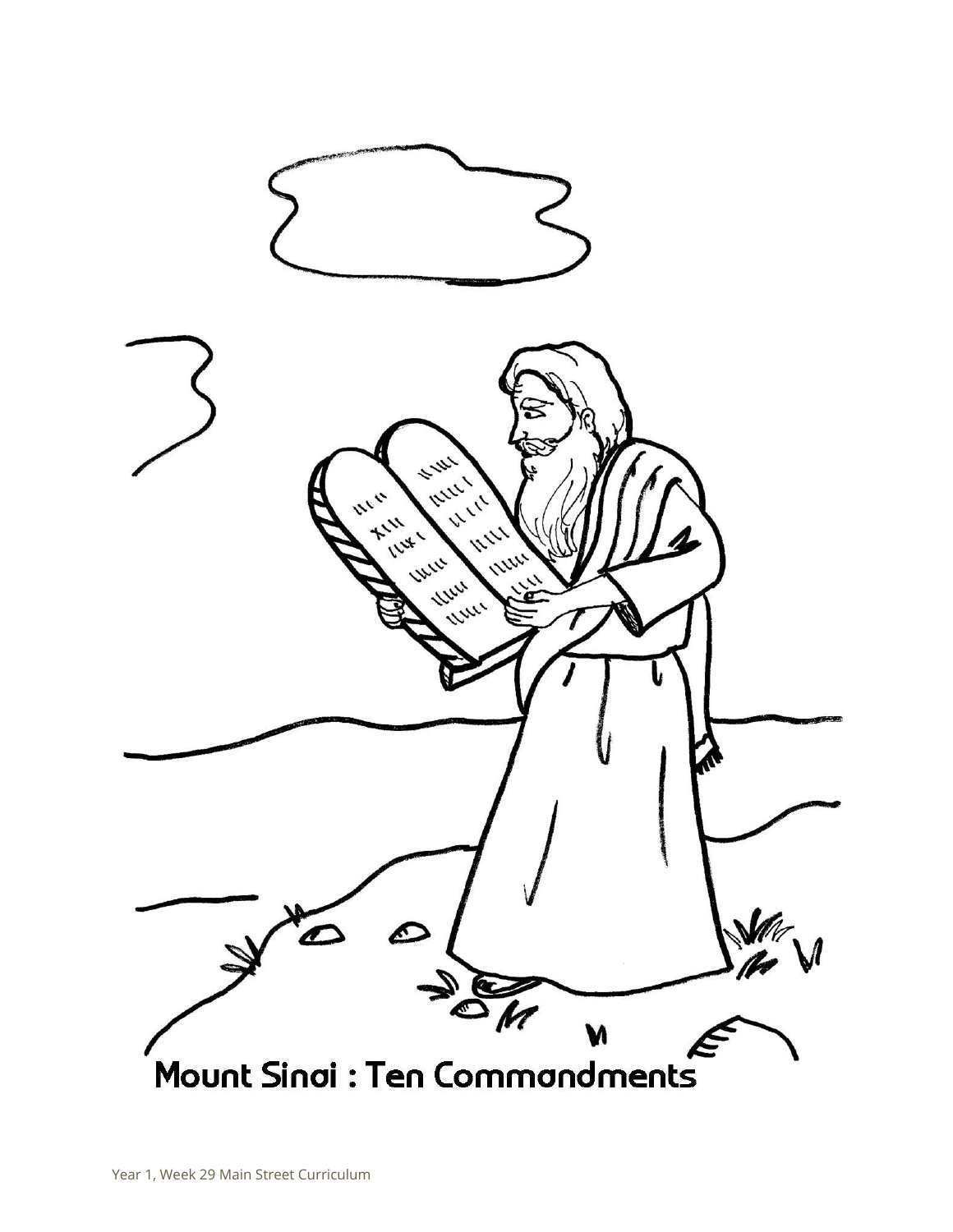Mount Sinai : Ten Commandments